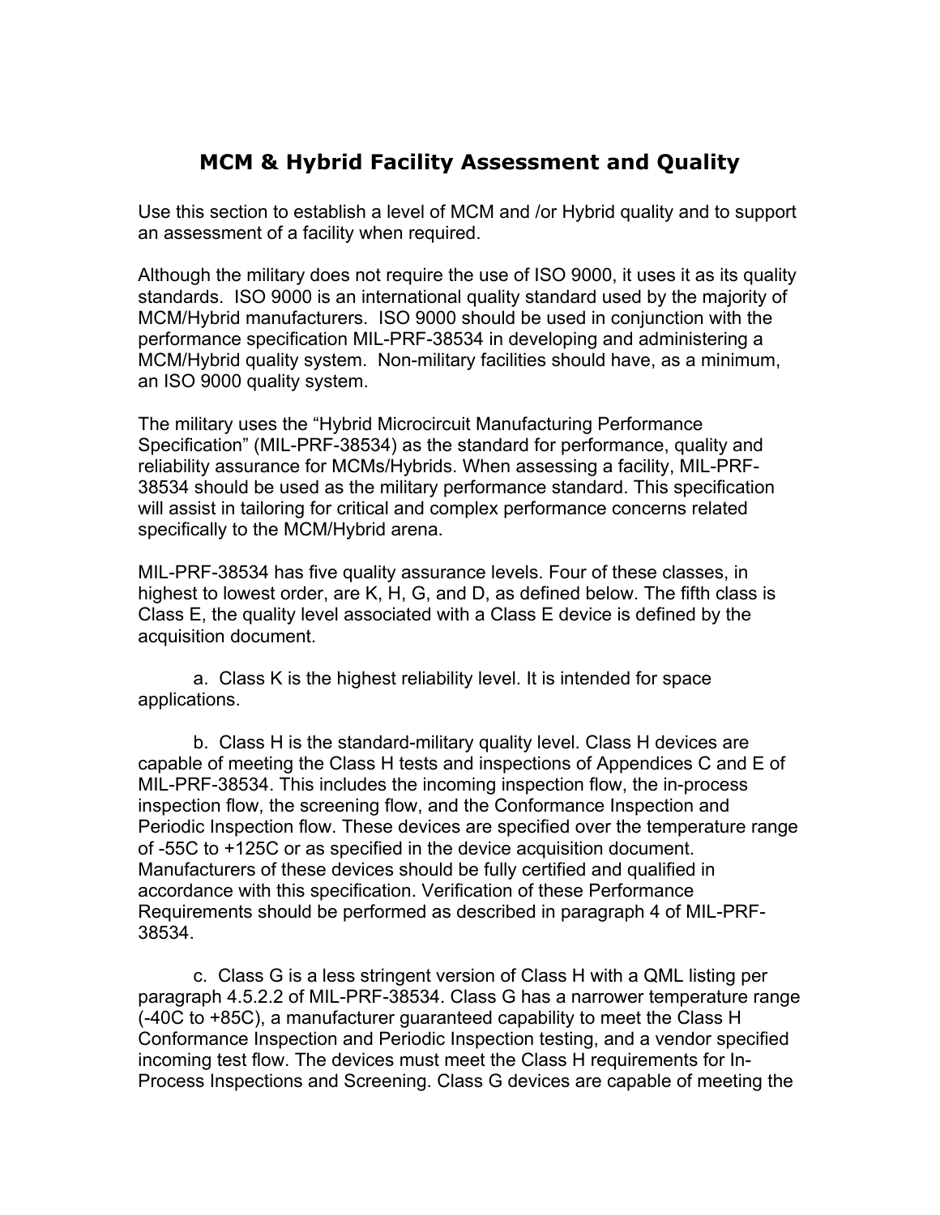# MCM & Hybrid Facility Assessment and Quality

Use this section to establish a level of MCM and /or Hybrid quality and to support an assessment of a facility when required.

Although the military does not require the use of ISO 9000, it uses it as its quality standards. ISO 9000 is an international quality standard used by the majority of MCM/Hybrid manufacturers. ISO 9000 should be used in conjunction with the performance specification MIL-PRF-38534 in developing and administering a MCM/Hybrid quality system. Non-military facilities should have, as a minimum, an ISO 9000 quality system.

The military uses the “Hybrid Microcircuit Manufacturing Performance Specification” (MIL-PRF-38534) as the standard for performance, quality and reliability assurance for MCMs/Hybrids. When assessing a facility, MIL-PRF-38534 should be used as the military performance standard. This specification will assist in tailoring for critical and complex performance concerns related specifically to the MCM/Hybrid arena.

MIL-PRF-38534 has five quality assurance levels. Four of these classes, in highest to lowest order, are K, H, G, and D, as defined below. The fifth class is Class E, the quality level associated with a Class E device is defined by the acquisition document.

a. Class K is the highest reliability level. It is intended for space applications.

b. Class H is the standard-military quality level. Class H devices are capable of meeting the Class H tests and inspections of Appendices C and E of MIL-PRF-38534. This includes the incoming inspection flow, the in-process inspection flow, the screening flow, and the Conformance Inspection and Periodic Inspection flow. These devices are specified over the temperature range of -55C to +125C or as specified in the device acquisition document. Manufacturers of these devices should be fully certified and qualified in accordance with this specification. Verification of these Performance Requirements should be performed as described in paragraph 4 of MIL-PRF-38534.

c. Class G is a less stringent version of Class H with a QML listing per paragraph 4.5.2.2 of MIL-PRF-38534. Class G has a narrower temperature range (-40C to +85C), a manufacturer guaranteed capability to meet the Class H Conformance Inspection and Periodic Inspection testing, and a vendor specified incoming test flow. The devices must meet the Class H requirements for In-Process Inspections and Screening. Class G devices are capable of meeting the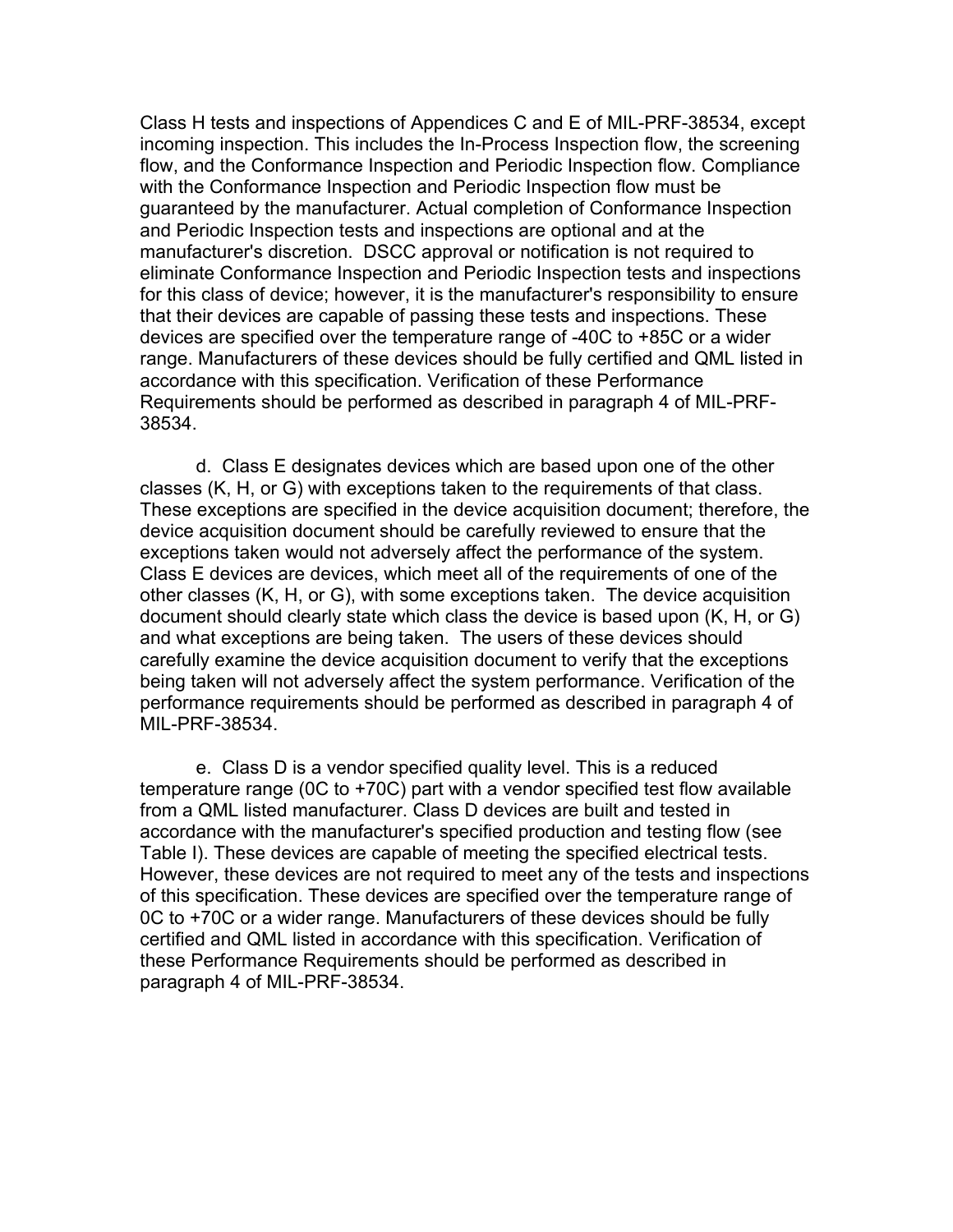Class H tests and inspections of Appendices C and E of MIL-PRF-38534, except incoming inspection. This includes the In-Process Inspection flow, the screening flow, and the Conformance Inspection and Periodic Inspection flow. Compliance with the Conformance Inspection and Periodic Inspection flow must be guaranteed by the manufacturer. Actual completion of Conformance Inspection and Periodic Inspection tests and inspections are optional and at the manufacturer's discretion. DSCC approval or notification is not required to eliminate Conformance Inspection and Periodic Inspection tests and inspections for this class of device; however, it is the manufacturer's responsibility to ensure that their devices are capable of passing these tests and inspections. These devices are specified over the temperature range of -40C to +85C or a wider range. Manufacturers of these devices should be fully certified and QML listed in accordance with this specification. Verification of these Performance Requirements should be performed as described in paragraph 4 of MIL-PRF-38534.

d. Class E designates devices which are based upon one of the other classes (K, H, or G) with exceptions taken to the requirements of that class. These exceptions are specified in the device acquisition document; therefore, the device acquisition document should be carefully reviewed to ensure that the exceptions taken would not adversely affect the performance of the system. Class E devices are devices, which meet all of the requirements of one of the other classes (K, H, or G), with some exceptions taken. The device acquisition document should clearly state which class the device is based upon (K, H, or G) and what exceptions are being taken. The users of these devices should carefully examine the device acquisition document to verify that the exceptions being taken will not adversely affect the system performance. Verification of the performance requirements should be performed as described in paragraph 4 of MIL-PRF-38534.

e. Class D is a vendor specified quality level. This is a reduced temperature range (0C to +70C) part with a vendor specified test flow available from a QML listed manufacturer. Class D devices are built and tested in accordance with the manufacturer's specified production and testing flow (see Table I). These devices are capable of meeting the specified electrical tests. However, these devices are not required to meet any of the tests and inspections of this specification. These devices are specified over the temperature range of 0C to +70C or a wider range. Manufacturers of these devices should be fully certified and QML listed in accordance with this specification. Verification of these Performance Requirements should be performed as described in paragraph 4 of MIL-PRF-38534.